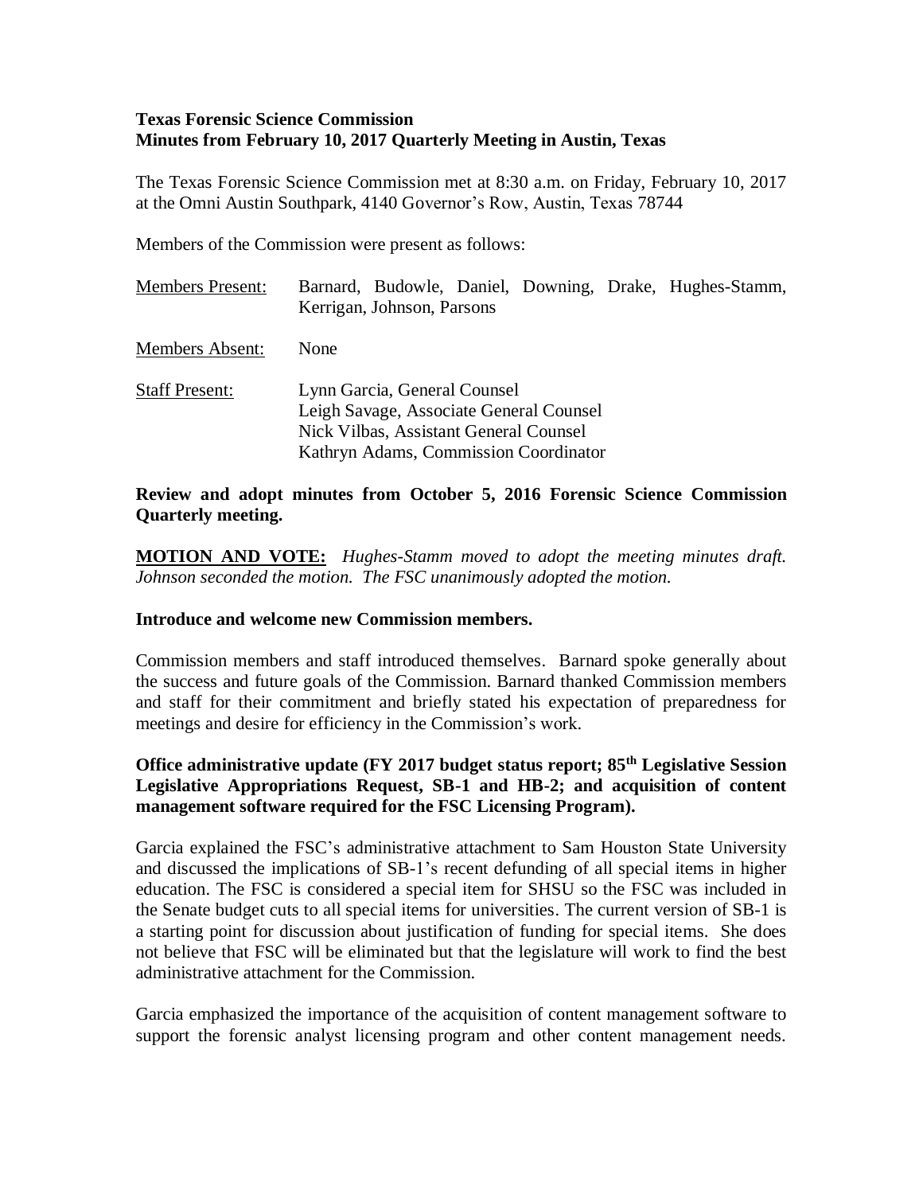**Texas Forensic Science Commission**
**Minutes from February 10, 2017 Quarterly Meeting in Austin, Texas**

The Texas Forensic Science Commission met at 8:30 a.m. on Friday, February 10, 2017 at the Omni Austin Southpark, 4140 Governor's Row, Austin, Texas 78744

Members of the Commission were present as follows:

| | |
|---|---|
| Members Present: | Barnard, Budowle, Daniel, Downing, Drake, Hughes-Stamm, Kerrigan, Johnson, Parsons |
| Members Absent: | None |
| Staff Present: | Lynn Garcia, General Counsel<br>Leigh Savage, Associate General Counsel<br>Nick Vilbas, Assistant General Counsel<br>Kathryn Adams, Commission Coordinator |

**Review and adopt minutes from October 5, 2016 Forensic Science Commission Quarterly meeting.**

**MOTION AND VOTE:** *Hughes-Stamm moved to adopt the meeting minutes draft. Johnson seconded the motion. The FSC unanimously adopted the motion.*

**Introduce and welcome new Commission members.**

Commission members and staff introduced themselves. Barnard spoke generally about the success and future goals of the Commission. Barnard thanked Commission members and staff for their commitment and briefly stated his expectation of preparedness for meetings and desire for efficiency in the Commission's work.

**Office administrative update (FY 2017 budget status report; 85th Legislative Session Legislative Appropriations Request, SB-1 and HB-2; and acquisition of content management software required for the FSC Licensing Program).**

Garcia explained the FSC's administrative attachment to Sam Houston State University and discussed the implications of SB-1's recent defunding of all special items in higher education. The FSC is considered a special item for SHSU so the FSC was included in the Senate budget cuts to all special items for universities. The current version of SB-1 is a starting point for discussion about justification of funding for special items. She does not believe that FSC will be eliminated but that the legislature will work to find the best administrative attachment for the Commission.

Garcia emphasized the importance of the acquisition of content management software to support the forensic analyst licensing program and other content management needs.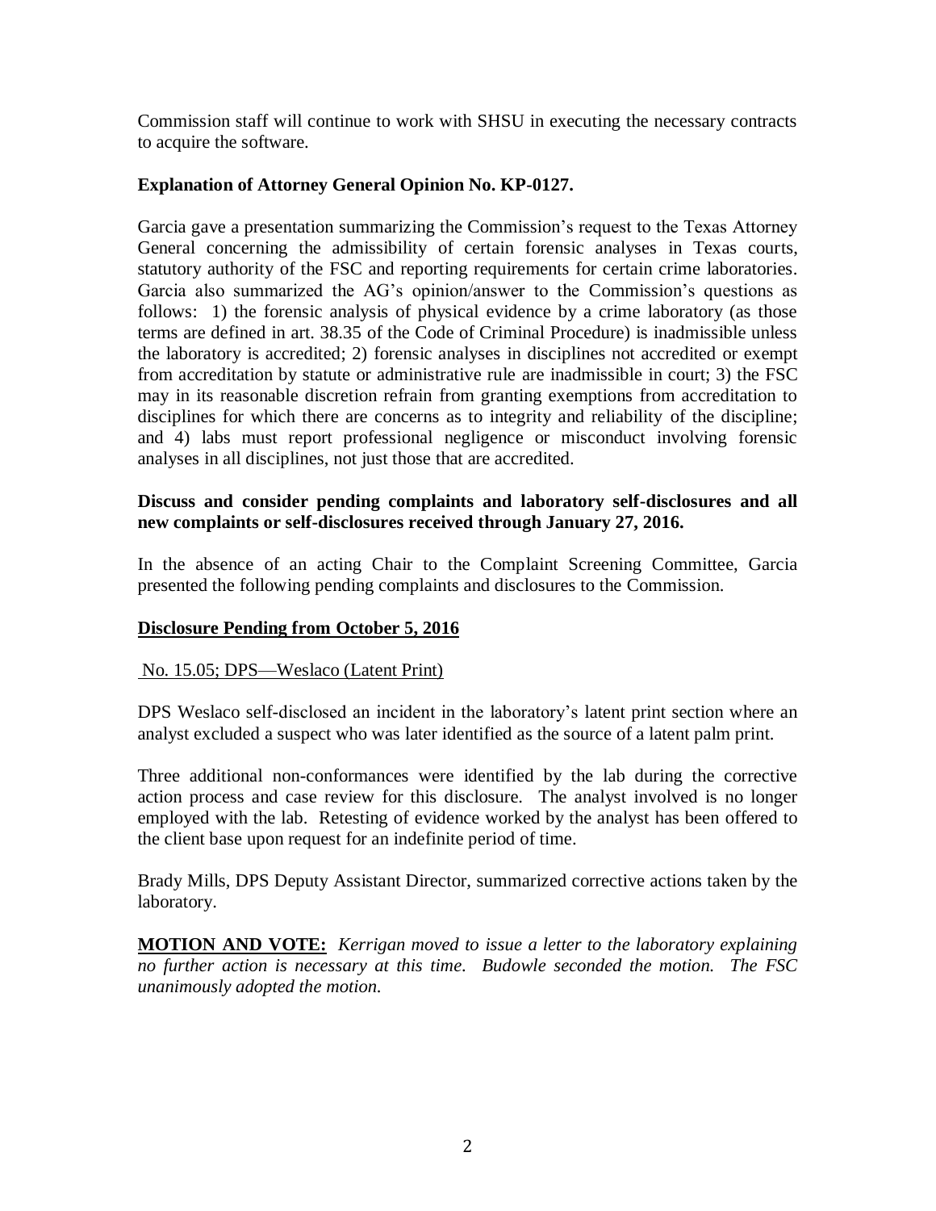Commission staff will continue to work with SHSU in executing the necessary contracts to acquire the software.

**Explanation of Attorney General Opinion No. KP-0127.**

Garcia gave a presentation summarizing the Commission's request to the Texas Attorney General concerning the admissibility of certain forensic analyses in Texas courts, statutory authority of the FSC and reporting requirements for certain crime laboratories. Garcia also summarized the AG's opinion/answer to the Commission's questions as follows: 1) the forensic analysis of physical evidence by a crime laboratory (as those terms are defined in art. 38.35 of the Code of Criminal Procedure) is inadmissible unless the laboratory is accredited; 2) forensic analyses in disciplines not accredited or exempt from accreditation by statute or administrative rule are inadmissible in court; 3) the FSC may in its reasonable discretion refrain from granting exemptions from accreditation to disciplines for which there are concerns as to integrity and reliability of the discipline; and 4) labs must report professional negligence or misconduct involving forensic analyses in all disciplines, not just those that are accredited.

**Discuss and consider pending complaints and laboratory self-disclosures and all new complaints or self-disclosures received through January 27, 2016.**

In the absence of an acting Chair to the Complaint Screening Committee, Garcia presented the following pending complaints and disclosures to the Commission.

**Disclosure Pending from October 5, 2016**

No. 15.05; DPS—Weslaco (Latent Print)

DPS Weslaco self-disclosed an incident in the laboratory's latent print section where an analyst excluded a suspect who was later identified as the source of a latent palm print.

Three additional non-conformances were identified by the lab during the corrective action process and case review for this disclosure. The analyst involved is no longer employed with the lab. Retesting of evidence worked by the analyst has been offered to the client base upon request for an indefinite period of time.

Brady Mills, DPS Deputy Assistant Director, summarized corrective actions taken by the laboratory.

**MOTION AND VOTE:** *Kerrigan moved to issue a letter to the laboratory explaining no further action is necessary at this time. Budowle seconded the motion. The FSC unanimously adopted the motion.*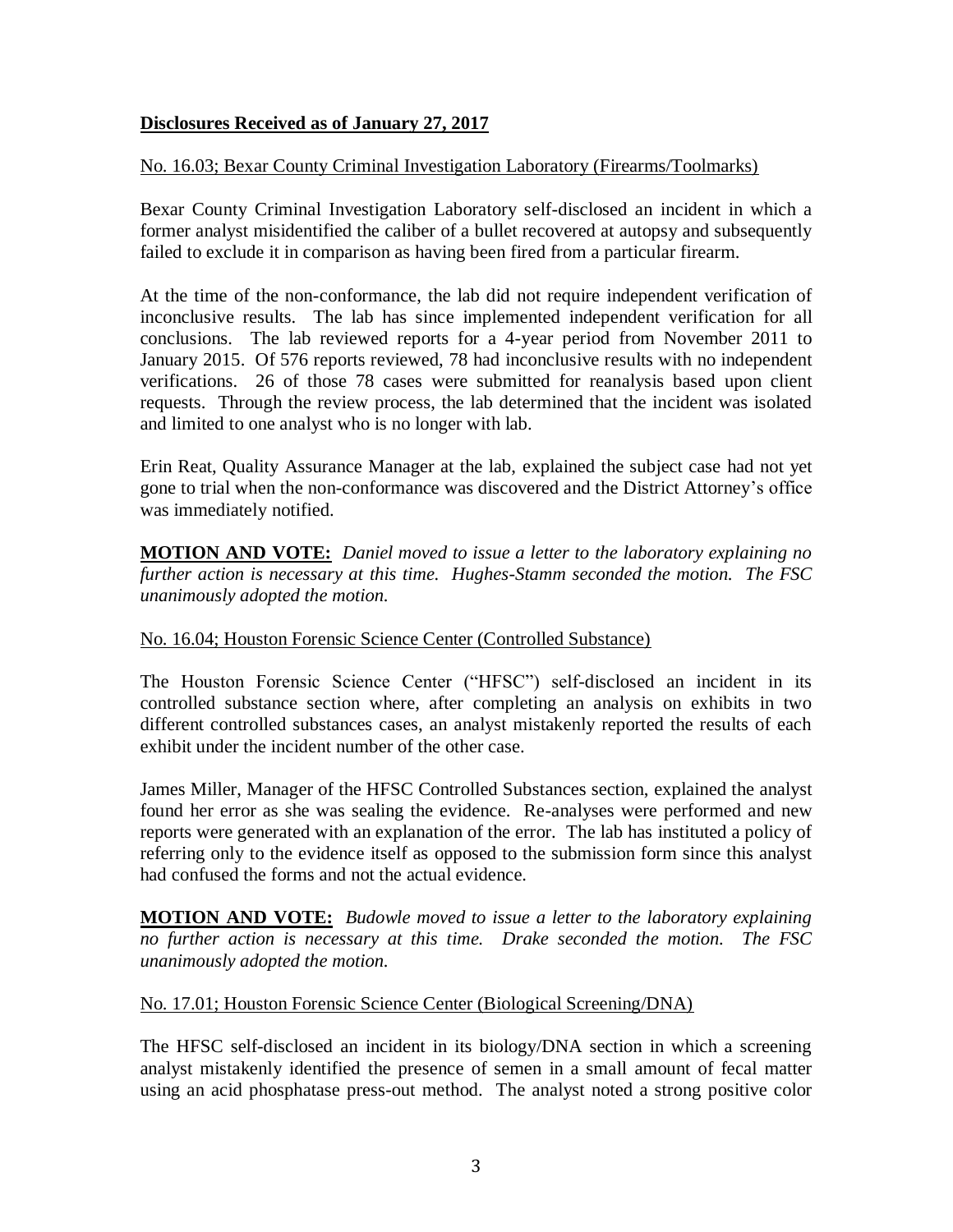**Disclosures Received as of January 27, 2017**

No. 16.03; Bexar County Criminal Investigation Laboratory (Firearms/Toolmarks)

Bexar County Criminal Investigation Laboratory self-disclosed an incident in which a former analyst misidentified the caliber of a bullet recovered at autopsy and subsequently failed to exclude it in comparison as having been fired from a particular firearm.

At the time of the non-conformance, the lab did not require independent verification of inconclusive results. The lab has since implemented independent verification for all conclusions. The lab reviewed reports for a 4-year period from November 2011 to January 2015. Of 576 reports reviewed, 78 had inconclusive results with no independent verifications. 26 of those 78 cases were submitted for reanalysis based upon client requests. Through the review process, the lab determined that the incident was isolated and limited to one analyst who is no longer with lab.

Erin Reat, Quality Assurance Manager at the lab, explained the subject case had not yet gone to trial when the non-conformance was discovered and the District Attorney's office was immediately notified.

**MOTION AND VOTE:** *Daniel moved to issue a letter to the laboratory explaining no further action is necessary at this time. Hughes-Stamm seconded the motion. The FSC unanimously adopted the motion.*

No. 16.04; Houston Forensic Science Center (Controlled Substance)

The Houston Forensic Science Center ("HFSC") self-disclosed an incident in its controlled substance section where, after completing an analysis on exhibits in two different controlled substances cases, an analyst mistakenly reported the results of each exhibit under the incident number of the other case.

James Miller, Manager of the HFSC Controlled Substances section, explained the analyst found her error as she was sealing the evidence. Re-analyses were performed and new reports were generated with an explanation of the error. The lab has instituted a policy of referring only to the evidence itself as opposed to the submission form since this analyst had confused the forms and not the actual evidence.

**MOTION AND VOTE:** *Budowle moved to issue a letter to the laboratory explaining no further action is necessary at this time. Drake seconded the motion. The FSC unanimously adopted the motion.*

No. 17.01; Houston Forensic Science Center (Biological Screening/DNA)

The HFSC self-disclosed an incident in its biology/DNA section in which a screening analyst mistakenly identified the presence of semen in a small amount of fecal matter using an acid phosphatase press-out method. The analyst noted a strong positive color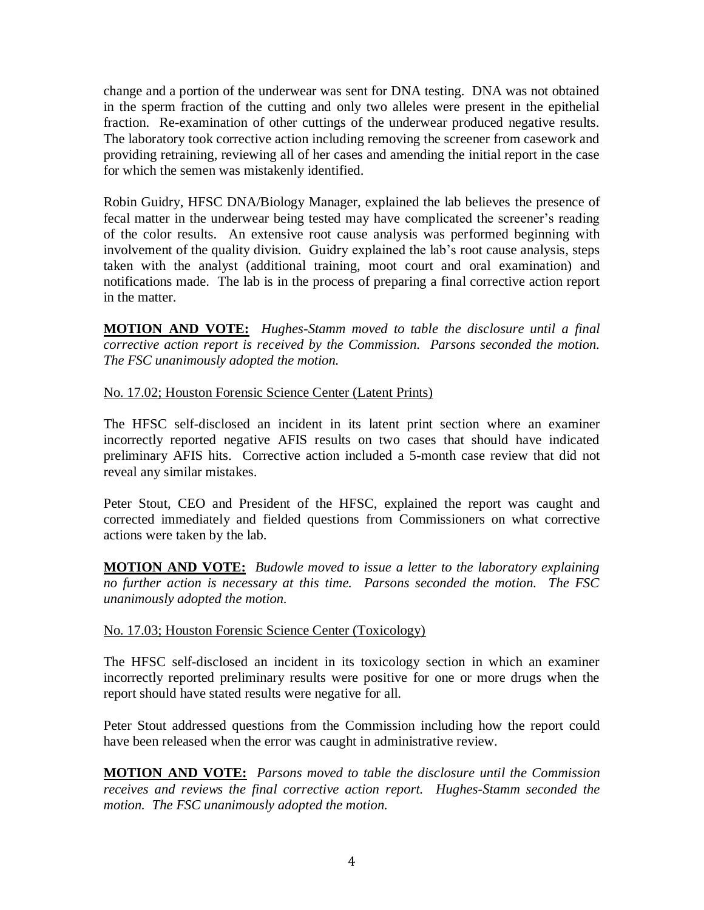change and a portion of the underwear was sent for DNA testing. DNA was not obtained in the sperm fraction of the cutting and only two alleles were present in the epithelial fraction. Re-examination of other cuttings of the underwear produced negative results. The laboratory took corrective action including removing the screener from casework and providing retraining, reviewing all of her cases and amending the initial report in the case for which the semen was mistakenly identified.

Robin Guidry, HFSC DNA/Biology Manager, explained the lab believes the presence of fecal matter in the underwear being tested may have complicated the screener's reading of the color results. An extensive root cause analysis was performed beginning with involvement of the quality division. Guidry explained the lab's root cause analysis, steps taken with the analyst (additional training, moot court and oral examination) and notifications made. The lab is in the process of preparing a final corrective action report in the matter.

**MOTION AND VOTE:** *Hughes-Stamm moved to table the disclosure until a final corrective action report is received by the Commission. Parsons seconded the motion. The FSC unanimously adopted the motion.*

<u>No. 17.02; Houston Forensic Science Center (Latent Prints)</u>

The HFSC self-disclosed an incident in its latent print section where an examiner incorrectly reported negative AFIS results on two cases that should have indicated preliminary AFIS hits. Corrective action included a 5-month case review that did not reveal any similar mistakes.

Peter Stout, CEO and President of the HFSC, explained the report was caught and corrected immediately and fielded questions from Commissioners on what corrective actions were taken by the lab.

**MOTION AND VOTE:** *Budowle moved to issue a letter to the laboratory explaining no further action is necessary at this time. Parsons seconded the motion. The FSC unanimously adopted the motion.*

<u>No. 17.03; Houston Forensic Science Center (Toxicology)</u>

The HFSC self-disclosed an incident in its toxicology section in which an examiner incorrectly reported preliminary results were positive for one or more drugs when the report should have stated results were negative for all.

Peter Stout addressed questions from the Commission including how the report could have been released when the error was caught in administrative review.

**MOTION AND VOTE:** *Parsons moved to table the disclosure until the Commission receives and reviews the final corrective action report. Hughes-Stamm seconded the motion. The FSC unanimously adopted the motion.*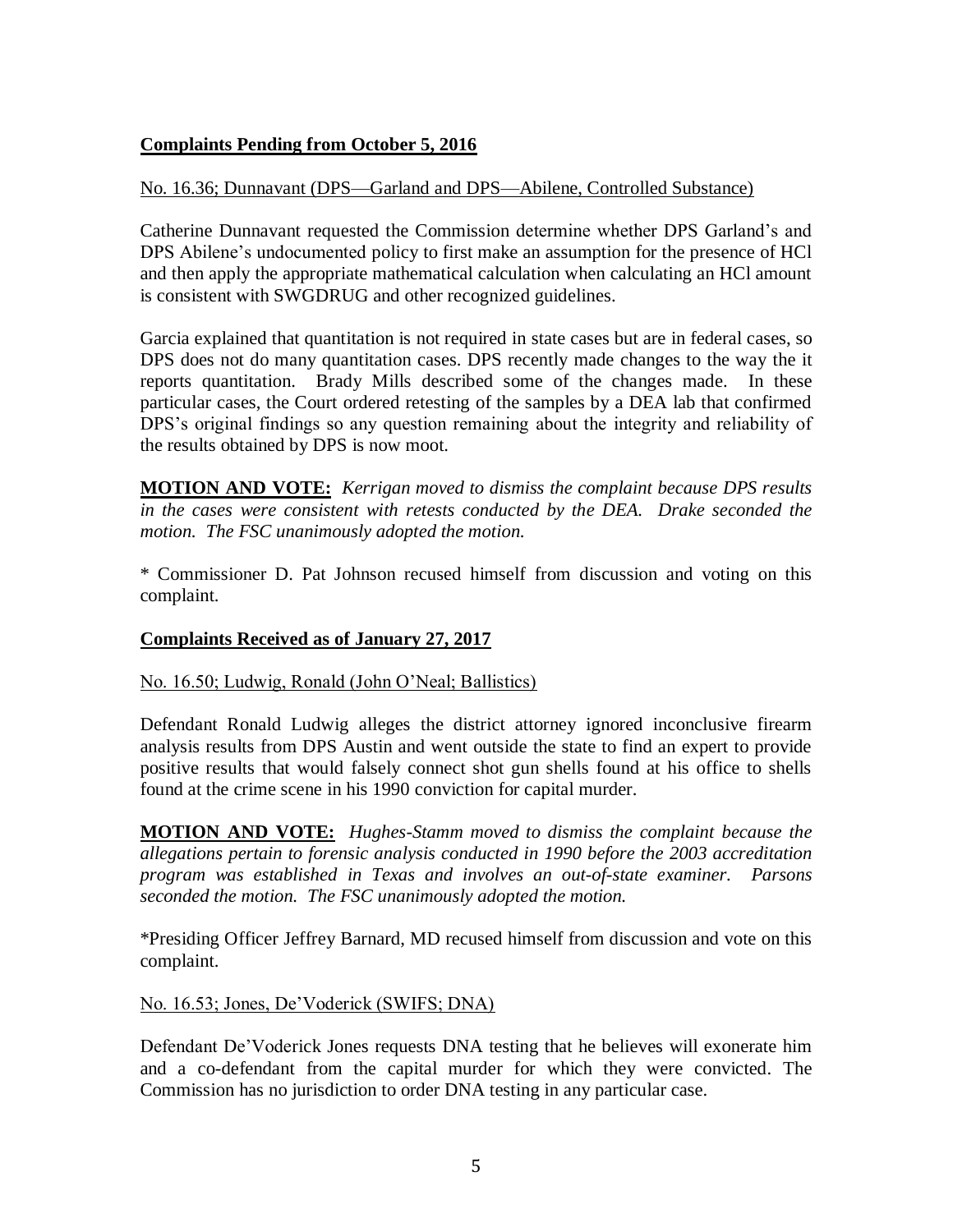## **Complaints Pending from October 5, 2016**

No. 16.36; Dunnavant (DPS—Garland and DPS—Abilene, Controlled Substance)

Catherine Dunnavant requested the Commission determine whether DPS Garland's and DPS Abilene's undocumented policy to first make an assumption for the presence of HCl and then apply the appropriate mathematical calculation when calculating an HCl amount is consistent with SWGDRUG and other recognized guidelines.

Garcia explained that quantitation is not required in state cases but are in federal cases, so DPS does not do many quantitation cases. DPS recently made changes to the way the it reports quantitation. Brady Mills described some of the changes made. In these particular cases, the Court ordered retesting of the samples by a DEA lab that confirmed DPS's original findings so any question remaining about the integrity and reliability of the results obtained by DPS is now moot.

**MOTION AND VOTE:** *Kerrigan moved to dismiss the complaint because DPS results in the cases were consistent with retests conducted by the DEA. Drake seconded the motion. The FSC unanimously adopted the motion.*

* Commissioner D. Pat Johnson recused himself from discussion and voting on this complaint.

## **Complaints Received as of January 27, 2017**

No. 16.50; Ludwig, Ronald (John O'Neal; Ballistics)

Defendant Ronald Ludwig alleges the district attorney ignored inconclusive firearm analysis results from DPS Austin and went outside the state to find an expert to provide positive results that would falsely connect shot gun shells found at his office to shells found at the crime scene in his 1990 conviction for capital murder.

**MOTION AND VOTE:** *Hughes-Stamm moved to dismiss the complaint because the allegations pertain to forensic analysis conducted in 1990 before the 2003 accreditation program was established in Texas and involves an out-of-state examiner. Parsons seconded the motion. The FSC unanimously adopted the motion.*

*Presiding Officer Jeffrey Barnard, MD recused himself from discussion and vote on this complaint.

No. 16.53; Jones, De'Voderick (SWIFS; DNA)

Defendant De'Voderick Jones requests DNA testing that he believes will exonerate him and a co-defendant from the capital murder for which they were convicted. The Commission has no jurisdiction to order DNA testing in any particular case.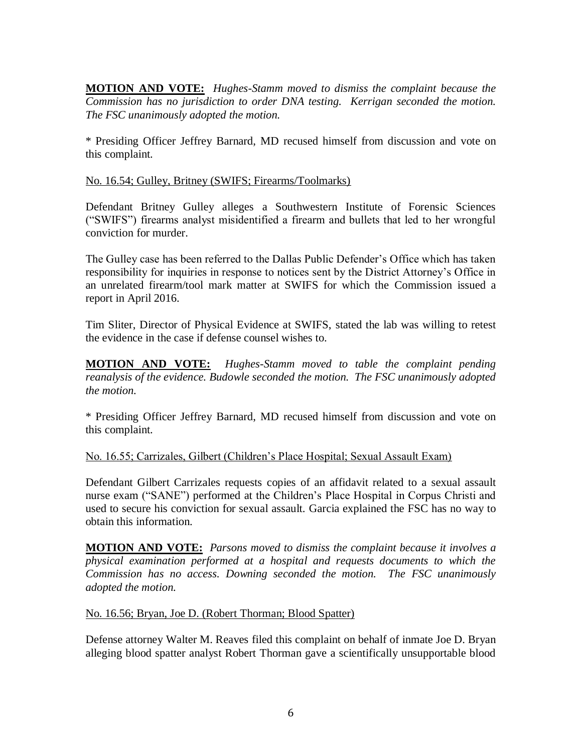**MOTION AND VOTE:** *Hughes-Stamm moved to dismiss the complaint because the Commission has no jurisdiction to order DNA testing. Kerrigan seconded the motion. The FSC unanimously adopted the motion.*

* Presiding Officer Jeffrey Barnard, MD recused himself from discussion and vote on this complaint.

No. 16.54; Gulley, Britney (SWIFS; Firearms/Toolmarks)

Defendant Britney Gulley alleges a Southwestern Institute of Forensic Sciences ("SWIFS") firearms analyst misidentified a firearm and bullets that led to her wrongful conviction for murder.

The Gulley case has been referred to the Dallas Public Defender's Office which has taken responsibility for inquiries in response to notices sent by the District Attorney's Office in an unrelated firearm/tool mark matter at SWIFS for which the Commission issued a report in April 2016.

Tim Sliter, Director of Physical Evidence at SWIFS, stated the lab was willing to retest the evidence in the case if defense counsel wishes to.

**MOTION AND VOTE:** *Hughes-Stamm moved to table the complaint pending reanalysis of the evidence. Budowle seconded the motion. The FSC unanimously adopted the motion.*

* Presiding Officer Jeffrey Barnard, MD recused himself from discussion and vote on this complaint.

No. 16.55; Carrizales, Gilbert (Children's Place Hospital; Sexual Assault Exam)

Defendant Gilbert Carrizales requests copies of an affidavit related to a sexual assault nurse exam ("SANE") performed at the Children's Place Hospital in Corpus Christi and used to secure his conviction for sexual assault. Garcia explained the FSC has no way to obtain this information.

**MOTION AND VOTE:** *Parsons moved to dismiss the complaint because it involves a physical examination performed at a hospital and requests documents to which the Commission has no access. Downing seconded the motion. The FSC unanimously adopted the motion.*

No. 16.56; Bryan, Joe D. (Robert Thorman; Blood Spatter)

Defense attorney Walter M. Reaves filed this complaint on behalf of inmate Joe D. Bryan alleging blood spatter analyst Robert Thorman gave a scientifically unsupportable blood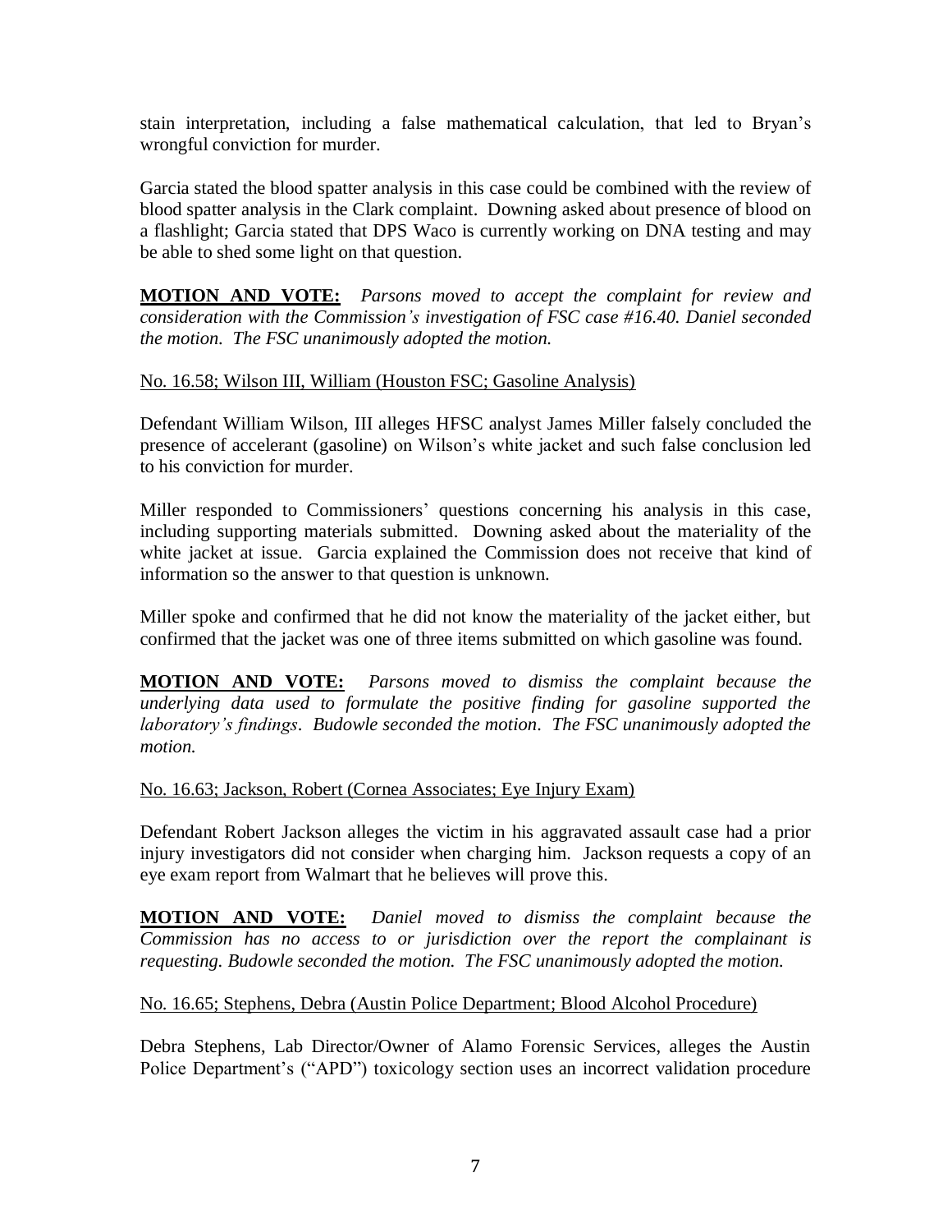stain interpretation, including a false mathematical calculation, that led to Bryan's wrongful conviction for murder.

Garcia stated the blood spatter analysis in this case could be combined with the review of blood spatter analysis in the Clark complaint. Downing asked about presence of blood on a flashlight; Garcia stated that DPS Waco is currently working on DNA testing and may be able to shed some light on that question.

**MOTION AND VOTE:** *Parsons moved to accept the complaint for review and consideration with the Commission's investigation of FSC case #16.40. Daniel seconded the motion. The FSC unanimously adopted the motion.*

No. 16.58; Wilson III, William (Houston FSC; Gasoline Analysis)

Defendant William Wilson, III alleges HFSC analyst James Miller falsely concluded the presence of accelerant (gasoline) on Wilson's white jacket and such false conclusion led to his conviction for murder.

Miller responded to Commissioners' questions concerning his analysis in this case, including supporting materials submitted. Downing asked about the materiality of the white jacket at issue. Garcia explained the Commission does not receive that kind of information so the answer to that question is unknown.

Miller spoke and confirmed that he did not know the materiality of the jacket either, but confirmed that the jacket was one of three items submitted on which gasoline was found.

**MOTION AND VOTE:** *Parsons moved to dismiss the complaint because the underlying data used to formulate the positive finding for gasoline supported the laboratory's findings. Budowle seconded the motion. The FSC unanimously adopted the motion.*

No. 16.63; Jackson, Robert (Cornea Associates; Eye Injury Exam)

Defendant Robert Jackson alleges the victim in his aggravated assault case had a prior injury investigators did not consider when charging him. Jackson requests a copy of an eye exam report from Walmart that he believes will prove this.

**MOTION AND VOTE:** *Daniel moved to dismiss the complaint because the Commission has no access to or jurisdiction over the report the complainant is requesting. Budowle seconded the motion. The FSC unanimously adopted the motion.*

No. 16.65; Stephens, Debra (Austin Police Department; Blood Alcohol Procedure)

Debra Stephens, Lab Director/Owner of Alamo Forensic Services, alleges the Austin Police Department's ("APD") toxicology section uses an incorrect validation procedure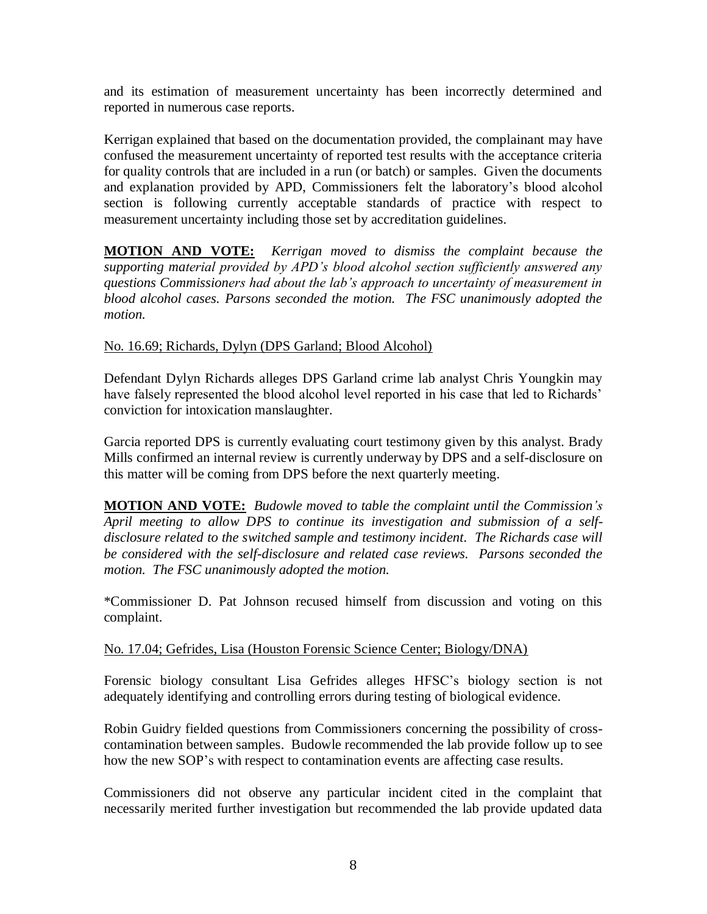and its estimation of measurement uncertainty has been incorrectly determined and reported in numerous case reports.

Kerrigan explained that based on the documentation provided, the complainant may have confused the measurement uncertainty of reported test results with the acceptance criteria for quality controls that are included in a run (or batch) or samples. Given the documents and explanation provided by APD, Commissioners felt the laboratory's blood alcohol section is following currently acceptable standards of practice with respect to measurement uncertainty including those set by accreditation guidelines.

**MOTION AND VOTE:** *Kerrigan moved to dismiss the complaint because the supporting material provided by APD's blood alcohol section sufficiently answered any questions Commissioners had about the lab's approach to uncertainty of measurement in blood alcohol cases. Parsons seconded the motion. The FSC unanimously adopted the motion.*

No. 16.69; Richards, Dylyn (DPS Garland; Blood Alcohol)

Defendant Dylyn Richards alleges DPS Garland crime lab analyst Chris Youngkin may have falsely represented the blood alcohol level reported in his case that led to Richards' conviction for intoxication manslaughter.

Garcia reported DPS is currently evaluating court testimony given by this analyst. Brady Mills confirmed an internal review is currently underway by DPS and a self-disclosure on this matter will be coming from DPS before the next quarterly meeting.

**MOTION AND VOTE:** *Budowle moved to table the complaint until the Commission's April meeting to allow DPS to continue its investigation and submission of a self-disclosure related to the switched sample and testimony incident. The Richards case will be considered with the self-disclosure and related case reviews. Parsons seconded the motion. The FSC unanimously adopted the motion.*

*Commissioner D. Pat Johnson recused himself from discussion and voting on this complaint.

No. 17.04; Gefrides, Lisa (Houston Forensic Science Center; Biology/DNA)

Forensic biology consultant Lisa Gefrides alleges HFSC's biology section is not adequately identifying and controlling errors during testing of biological evidence.

Robin Guidry fielded questions from Commissioners concerning the possibility of cross-contamination between samples. Budowle recommended the lab provide follow up to see how the new SOP's with respect to contamination events are affecting case results.

Commissioners did not observe any particular incident cited in the complaint that necessarily merited further investigation but recommended the lab provide updated data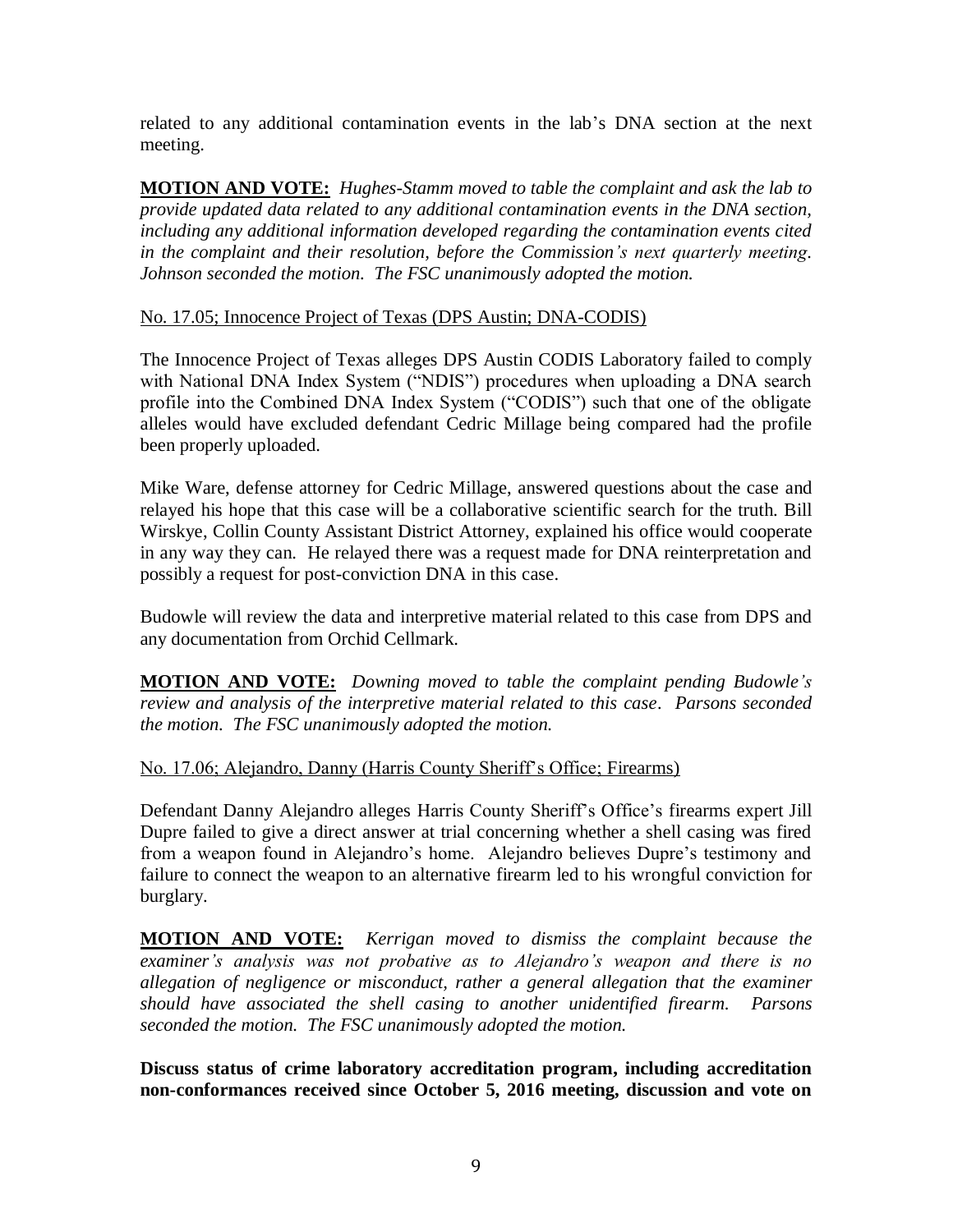related to any additional contamination events in the lab's DNA section at the next meeting.

**MOTION AND VOTE:** *Hughes-Stamm moved to table the complaint and ask the lab to provide updated data related to any additional contamination events in the DNA section, including any additional information developed regarding the contamination events cited in the complaint and their resolution, before the Commission's next quarterly meeting. Johnson seconded the motion. The FSC unanimously adopted the motion.*

No. 17.05; Innocence Project of Texas (DPS Austin; DNA-CODIS)

The Innocence Project of Texas alleges DPS Austin CODIS Laboratory failed to comply with National DNA Index System ("NDIS") procedures when uploading a DNA search profile into the Combined DNA Index System ("CODIS") such that one of the obligate alleles would have excluded defendant Cedric Millage being compared had the profile been properly uploaded.

Mike Ware, defense attorney for Cedric Millage, answered questions about the case and relayed his hope that this case will be a collaborative scientific search for the truth. Bill Wirskye, Collin County Assistant District Attorney, explained his office would cooperate in any way they can. He relayed there was a request made for DNA reinterpretation and possibly a request for post-conviction DNA in this case.

Budowle will review the data and interpretive material related to this case from DPS and any documentation from Orchid Cellmark.

**MOTION AND VOTE:** *Downing moved to table the complaint pending Budowle's review and analysis of the interpretive material related to this case. Parsons seconded the motion. The FSC unanimously adopted the motion.*

No. 17.06; Alejandro, Danny (Harris County Sheriff's Office; Firearms)

Defendant Danny Alejandro alleges Harris County Sheriff's Office's firearms expert Jill Dupre failed to give a direct answer at trial concerning whether a shell casing was fired from a weapon found in Alejandro's home. Alejandro believes Dupre's testimony and failure to connect the weapon to an alternative firearm led to his wrongful conviction for burglary.

**MOTION AND VOTE:** *Kerrigan moved to dismiss the complaint because the examiner's analysis was not probative as to Alejandro's weapon and there is no allegation of negligence or misconduct, rather a general allegation that the examiner should have associated the shell casing to another unidentified firearm. Parsons seconded the motion. The FSC unanimously adopted the motion.*

**Discuss status of crime laboratory accreditation program, including accreditation non-conformances received since October 5, 2016 meeting, discussion and vote on**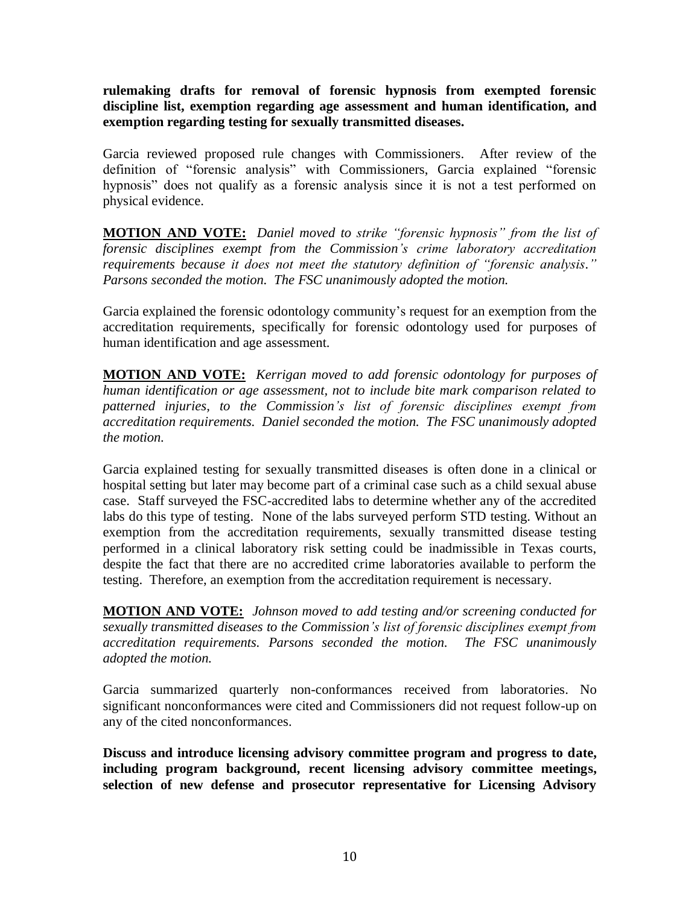**rulemaking drafts for removal of forensic hypnosis from exempted forensic discipline list, exemption regarding age assessment and human identification, and exemption regarding testing for sexually transmitted diseases.**

Garcia reviewed proposed rule changes with Commissioners. After review of the definition of "forensic analysis" with Commissioners, Garcia explained "forensic hypnosis" does not qualify as a forensic analysis since it is not a test performed on physical evidence.

**MOTION AND VOTE:** *Daniel moved to strike "forensic hypnosis" from the list of forensic disciplines exempt from the Commission's crime laboratory accreditation requirements because it does not meet the statutory definition of "forensic analysis." Parsons seconded the motion. The FSC unanimously adopted the motion.*

Garcia explained the forensic odontology community's request for an exemption from the accreditation requirements, specifically for forensic odontology used for purposes of human identification and age assessment.

**MOTION AND VOTE:** *Kerrigan moved to add forensic odontology for purposes of human identification or age assessment, not to include bite mark comparison related to patterned injuries, to the Commission's list of forensic disciplines exempt from accreditation requirements. Daniel seconded the motion. The FSC unanimously adopted the motion.*

Garcia explained testing for sexually transmitted diseases is often done in a clinical or hospital setting but later may become part of a criminal case such as a child sexual abuse case. Staff surveyed the FSC-accredited labs to determine whether any of the accredited labs do this type of testing. None of the labs surveyed perform STD testing. Without an exemption from the accreditation requirements, sexually transmitted disease testing performed in a clinical laboratory risk setting could be inadmissible in Texas courts, despite the fact that there are no accredited crime laboratories available to perform the testing. Therefore, an exemption from the accreditation requirement is necessary.

**MOTION AND VOTE:** *Johnson moved to add testing and/or screening conducted for sexually transmitted diseases to the Commission's list of forensic disciplines exempt from accreditation requirements. Parsons seconded the motion. The FSC unanimously adopted the motion.*

Garcia summarized quarterly non-conformances received from laboratories. No significant nonconformances were cited and Commissioners did not request follow-up on any of the cited nonconformances.

**Discuss and introduce licensing advisory committee program and progress to date, including program background, recent licensing advisory committee meetings, selection of new defense and prosecutor representative for Licensing Advisory**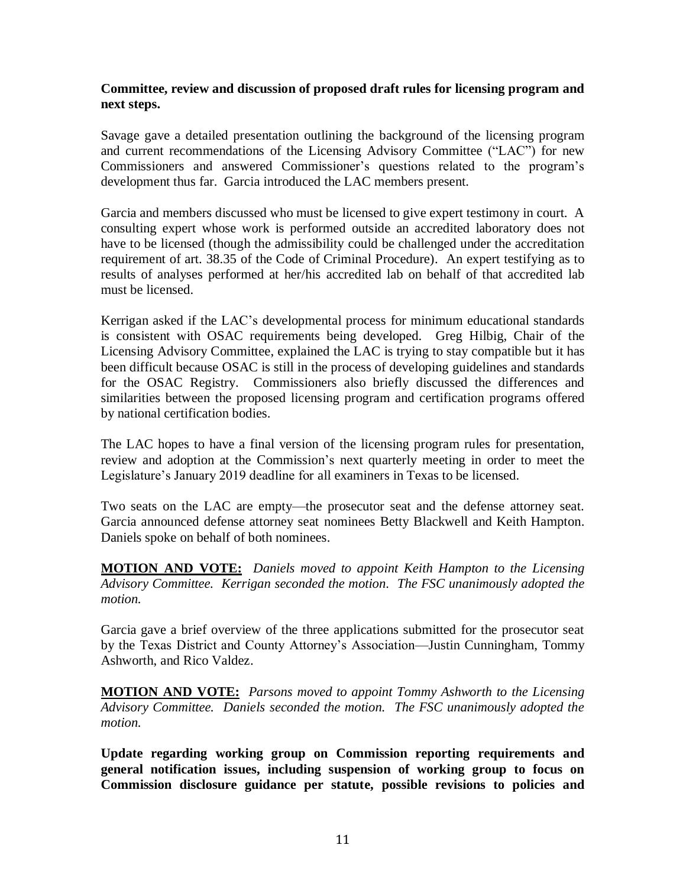**Committee, review and discussion of proposed draft rules for licensing program and next steps.**

Savage gave a detailed presentation outlining the background of the licensing program and current recommendations of the Licensing Advisory Committee ("LAC") for new Commissioners and answered Commissioner's questions related to the program's development thus far. Garcia introduced the LAC members present.

Garcia and members discussed who must be licensed to give expert testimony in court. A consulting expert whose work is performed outside an accredited laboratory does not have to be licensed (though the admissibility could be challenged under the accreditation requirement of art. 38.35 of the Code of Criminal Procedure). An expert testifying as to results of analyses performed at her/his accredited lab on behalf of that accredited lab must be licensed.

Kerrigan asked if the LAC's developmental process for minimum educational standards is consistent with OSAC requirements being developed. Greg Hilbig, Chair of the Licensing Advisory Committee, explained the LAC is trying to stay compatible but it has been difficult because OSAC is still in the process of developing guidelines and standards for the OSAC Registry. Commissioners also briefly discussed the differences and similarities between the proposed licensing program and certification programs offered by national certification bodies.

The LAC hopes to have a final version of the licensing program rules for presentation, review and adoption at the Commission's next quarterly meeting in order to meet the Legislature's January 2019 deadline for all examiners in Texas to be licensed.

Two seats on the LAC are empty—the prosecutor seat and the defense attorney seat. Garcia announced defense attorney seat nominees Betty Blackwell and Keith Hampton. Daniels spoke on behalf of both nominees.

**MOTION AND VOTE:** *Daniels moved to appoint Keith Hampton to the Licensing Advisory Committee. Kerrigan seconded the motion. The FSC unanimously adopted the motion.*

Garcia gave a brief overview of the three applications submitted for the prosecutor seat by the Texas District and County Attorney's Association—Justin Cunningham, Tommy Ashworth, and Rico Valdez.

**MOTION AND VOTE:** *Parsons moved to appoint Tommy Ashworth to the Licensing Advisory Committee. Daniels seconded the motion. The FSC unanimously adopted the motion.*

**Update regarding working group on Commission reporting requirements and general notification issues, including suspension of working group to focus on Commission disclosure guidance per statute, possible revisions to policies and**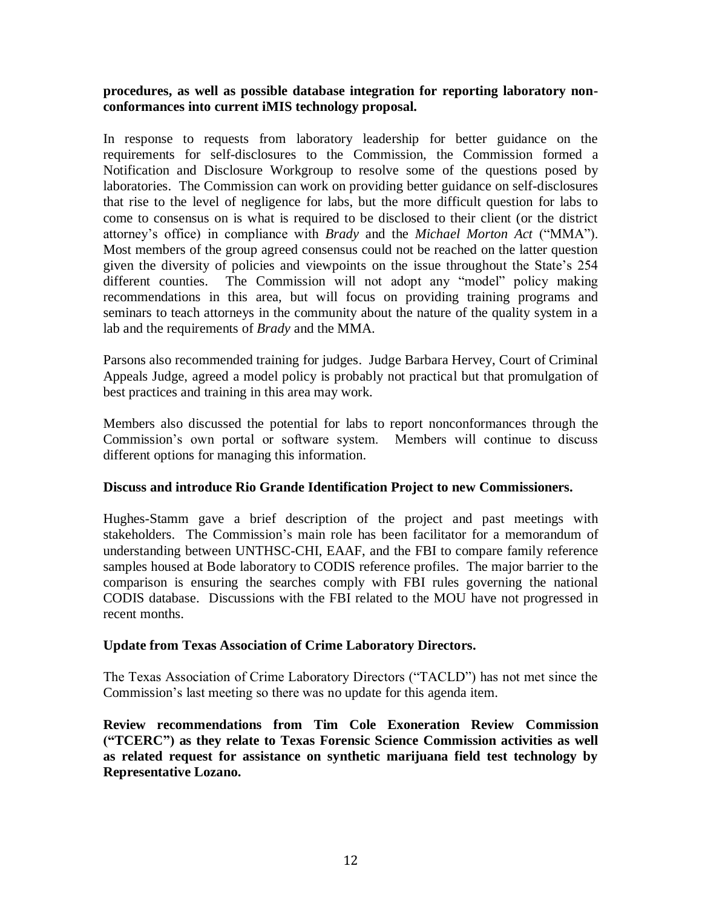**procedures, as well as possible database integration for reporting laboratory non-conformances into current iMIS technology proposal.**

In response to requests from laboratory leadership for better guidance on the requirements for self-disclosures to the Commission, the Commission formed a Notification and Disclosure Workgroup to resolve some of the questions posed by laboratories. The Commission can work on providing better guidance on self-disclosures that rise to the level of negligence for labs, but the more difficult question for labs to come to consensus on is what is required to be disclosed to their client (or the district attorney's office) in compliance with *Brady* and the *Michael Morton Act* ("MMA"). Most members of the group agreed consensus could not be reached on the latter question given the diversity of policies and viewpoints on the issue throughout the State's 254 different counties. The Commission will not adopt any "model" policy making recommendations in this area, but will focus on providing training programs and seminars to teach attorneys in the community about the nature of the quality system in a lab and the requirements of *Brady* and the MMA.

Parsons also recommended training for judges. Judge Barbara Hervey, Court of Criminal Appeals Judge, agreed a model policy is probably not practical but that promulgation of best practices and training in this area may work.

Members also discussed the potential for labs to report nonconformances through the Commission's own portal or software system. Members will continue to discuss different options for managing this information.

**Discuss and introduce Rio Grande Identification Project to new Commissioners.**

Hughes-Stamm gave a brief description of the project and past meetings with stakeholders. The Commission's main role has been facilitator for a memorandum of understanding between UNTHSC-CHI, EAAF, and the FBI to compare family reference samples housed at Bode laboratory to CODIS reference profiles. The major barrier to the comparison is ensuring the searches comply with FBI rules governing the national CODIS database. Discussions with the FBI related to the MOU have not progressed in recent months.

**Update from Texas Association of Crime Laboratory Directors.**

The Texas Association of Crime Laboratory Directors ("TACLD") has not met since the Commission's last meeting so there was no update for this agenda item.

**Review recommendations from Tim Cole Exoneration Review Commission ("TCERC") as they relate to Texas Forensic Science Commission activities as well as related request for assistance on synthetic marijuana field test technology by Representative Lozano.**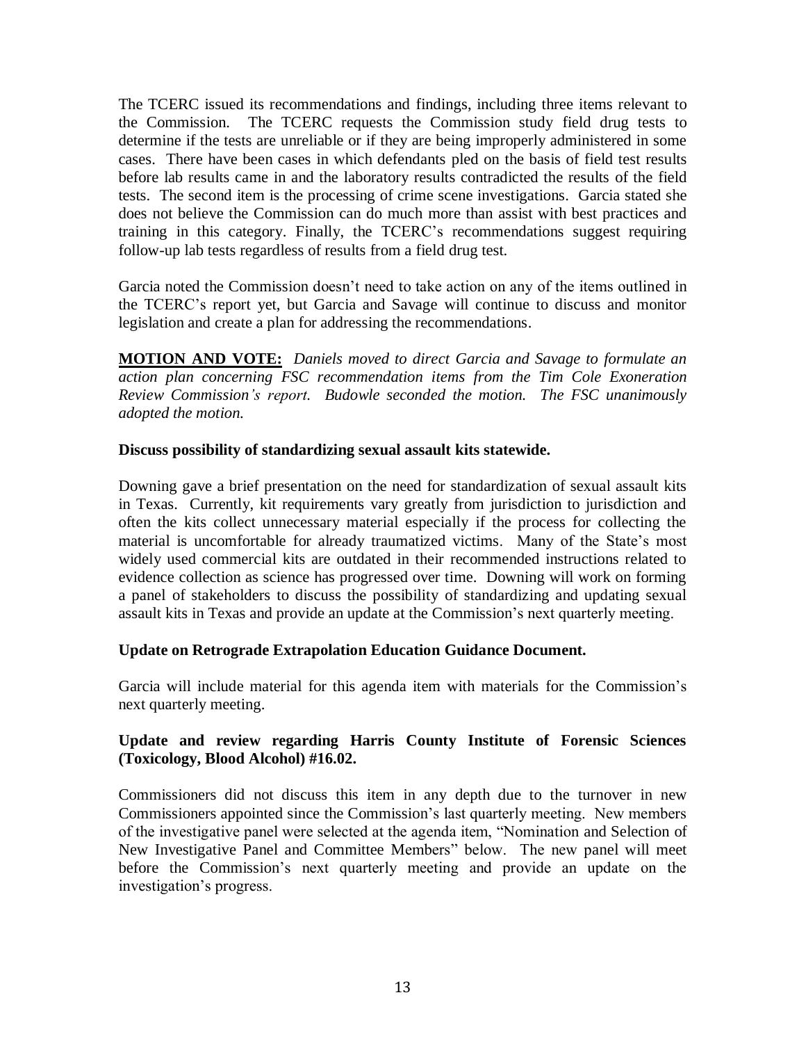The TCERC issued its recommendations and findings, including three items relevant to the Commission. The TCERC requests the Commission study field drug tests to determine if the tests are unreliable or if they are being improperly administered in some cases. There have been cases in which defendants pled on the basis of field test results before lab results came in and the laboratory results contradicted the results of the field tests. The second item is the processing of crime scene investigations. Garcia stated she does not believe the Commission can do much more than assist with best practices and training in this category. Finally, the TCERC's recommendations suggest requiring follow-up lab tests regardless of results from a field drug test.

Garcia noted the Commission doesn't need to take action on any of the items outlined in the TCERC's report yet, but Garcia and Savage will continue to discuss and monitor legislation and create a plan for addressing the recommendations.

**MOTION AND VOTE:** *Daniels moved to direct Garcia and Savage to formulate an action plan concerning FSC recommendation items from the Tim Cole Exoneration Review Commission's report. Budowle seconded the motion. The FSC unanimously adopted the motion.*

**Discuss possibility of standardizing sexual assault kits statewide.**

Downing gave a brief presentation on the need for standardization of sexual assault kits in Texas. Currently, kit requirements vary greatly from jurisdiction to jurisdiction and often the kits collect unnecessary material especially if the process for collecting the material is uncomfortable for already traumatized victims. Many of the State's most widely used commercial kits are outdated in their recommended instructions related to evidence collection as science has progressed over time. Downing will work on forming a panel of stakeholders to discuss the possibility of standardizing and updating sexual assault kits in Texas and provide an update at the Commission's next quarterly meeting.

**Update on Retrograde Extrapolation Education Guidance Document.**

Garcia will include material for this agenda item with materials for the Commission's next quarterly meeting.

**Update and review regarding Harris County Institute of Forensic Sciences (Toxicology, Blood Alcohol) #16.02.**

Commissioners did not discuss this item in any depth due to the turnover in new Commissioners appointed since the Commission's last quarterly meeting. New members of the investigative panel were selected at the agenda item, "Nomination and Selection of New Investigative Panel and Committee Members" below. The new panel will meet before the Commission's next quarterly meeting and provide an update on the investigation's progress.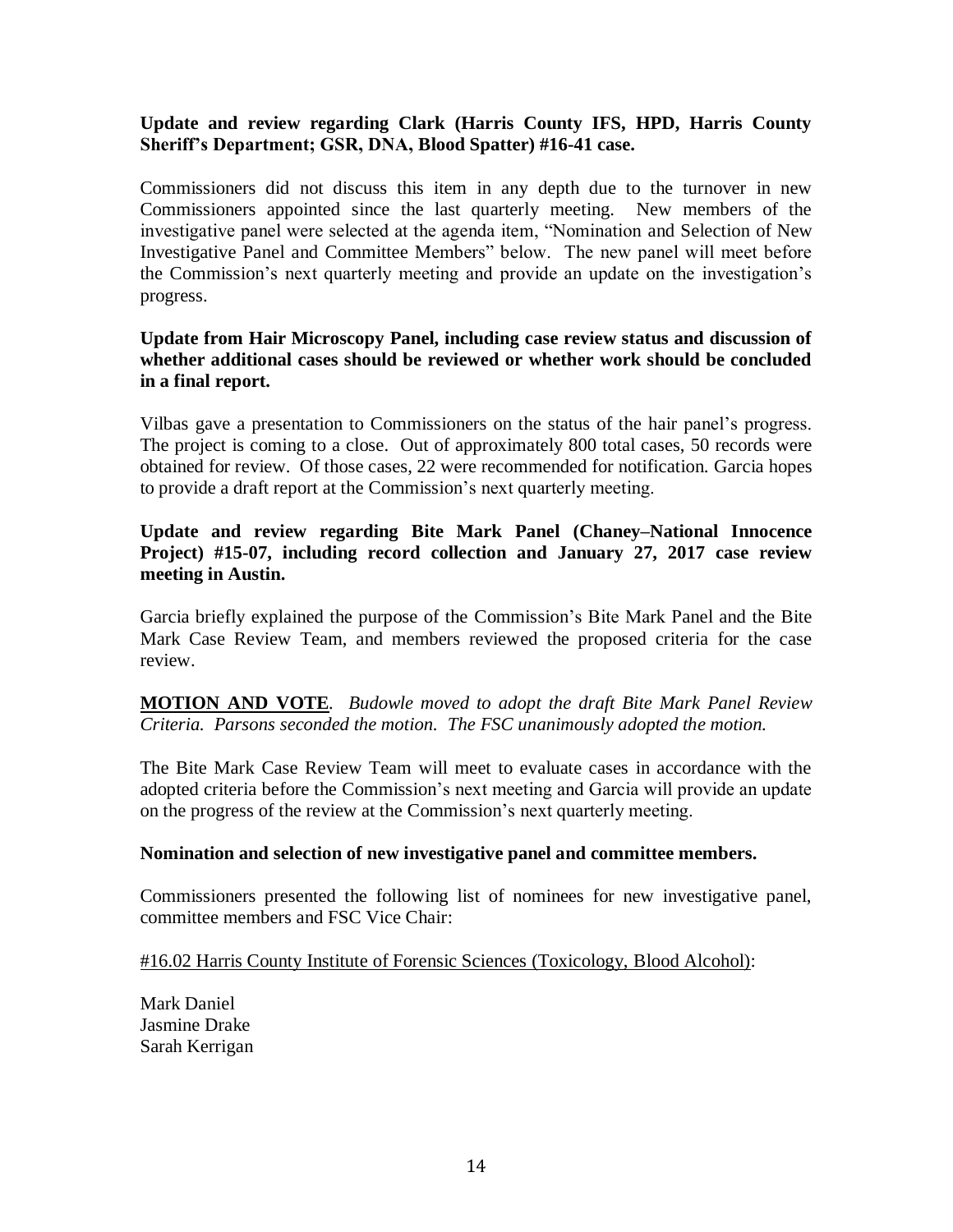**Update and review regarding Clark (Harris County IFS, HPD, Harris County Sheriff's Department; GSR, DNA, Blood Spatter) #16-41 case.**

Commissioners did not discuss this item in any depth due to the turnover in new Commissioners appointed since the last quarterly meeting. New members of the investigative panel were selected at the agenda item, "Nomination and Selection of New Investigative Panel and Committee Members" below. The new panel will meet before the Commission's next quarterly meeting and provide an update on the investigation's progress.

**Update from Hair Microscopy Panel, including case review status and discussion of whether additional cases should be reviewed or whether work should be concluded in a final report.**

Vilbas gave a presentation to Commissioners on the status of the hair panel's progress. The project is coming to a close. Out of approximately 800 total cases, 50 records were obtained for review. Of those cases, 22 were recommended for notification. Garcia hopes to provide a draft report at the Commission's next quarterly meeting.

**Update and review regarding Bite Mark Panel (Chaney–National Innocence Project) #15-07, including record collection and January 27, 2017 case review meeting in Austin.**

Garcia briefly explained the purpose of the Commission's Bite Mark Panel and the Bite Mark Case Review Team, and members reviewed the proposed criteria for the case review.

**MOTION AND VOTE**. *Budowle moved to adopt the draft Bite Mark Panel Review Criteria. Parsons seconded the motion. The FSC unanimously adopted the motion.*

The Bite Mark Case Review Team will meet to evaluate cases in accordance with the adopted criteria before the Commission's next meeting and Garcia will provide an update on the progress of the review at the Commission's next quarterly meeting.

**Nomination and selection of new investigative panel and committee members.**

Commissioners presented the following list of nominees for new investigative panel, committee members and FSC Vice Chair:

#16.02 Harris County Institute of Forensic Sciences (Toxicology, Blood Alcohol):

Mark Daniel
Jasmine Drake
Sarah Kerrigan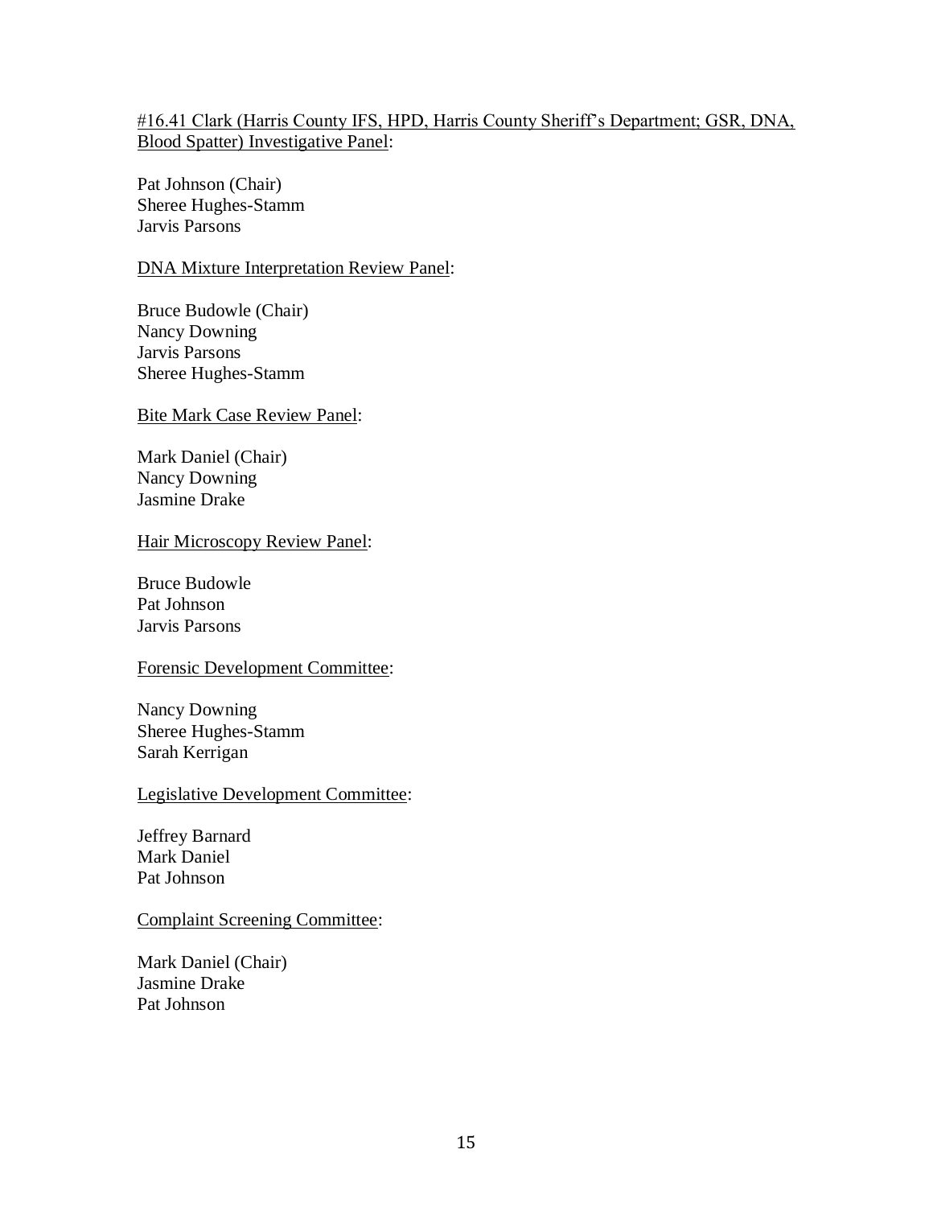#16.41 Clark (Harris County IFS, HPD, Harris County Sheriff's Department; GSR, DNA, Blood Spatter) Investigative Panel:

Pat Johnson (Chair)
Sheree Hughes-Stamm
Jarvis Parsons

DNA Mixture Interpretation Review Panel:

Bruce Budowle (Chair)
Nancy Downing
Jarvis Parsons
Sheree Hughes-Stamm

Bite Mark Case Review Panel:

Mark Daniel (Chair)
Nancy Downing
Jasmine Drake

Hair Microscopy Review Panel:

Bruce Budowle
Pat Johnson
Jarvis Parsons

Forensic Development Committee:

Nancy Downing
Sheree Hughes-Stamm
Sarah Kerrigan

Legislative Development Committee:

Jeffrey Barnard
Mark Daniel
Pat Johnson

Complaint Screening Committee:

Mark Daniel (Chair)
Jasmine Drake
Pat Johnson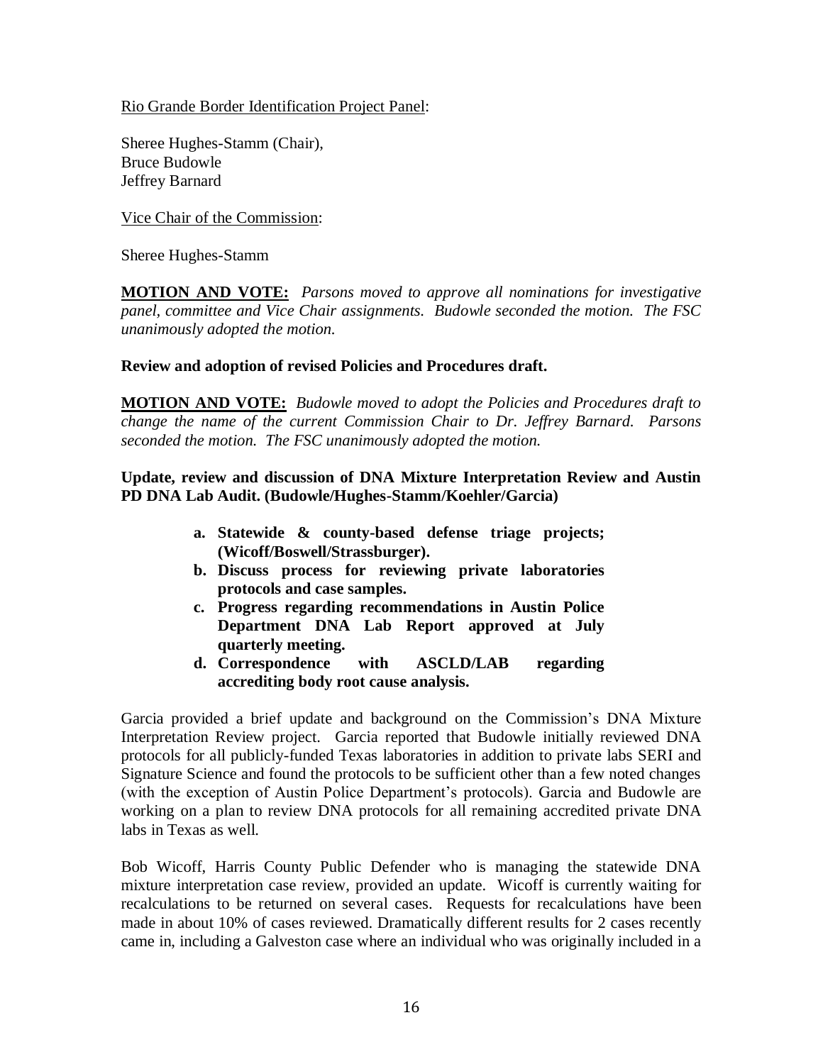Rio Grande Border Identification Project Panel:

Sheree Hughes-Stamm (Chair),
Bruce Budowle
Jeffrey Barnard

Vice Chair of the Commission:

Sheree Hughes-Stamm

**MOTION AND VOTE:** *Parsons moved to approve all nominations for investigative panel, committee and Vice Chair assignments. Budowle seconded the motion. The FSC unanimously adopted the motion.*

**Review and adoption of revised Policies and Procedures draft.**

**MOTION AND VOTE:** *Budowle moved to adopt the Policies and Procedures draft to change the name of the current Commission Chair to Dr. Jeffrey Barnard. Parsons seconded the motion. The FSC unanimously adopted the motion.*

**Update, review and discussion of DNA Mixture Interpretation Review and Austin PD DNA Lab Audit. (Budowle/Hughes-Stamm/Koehler/Garcia)**

- **a. Statewide & county-based defense triage projects; (Wicoff/Boswell/Strassburger).**
- **b. Discuss process for reviewing private laboratories protocols and case samples.**
- **c. Progress regarding recommendations in Austin Police Department DNA Lab Report approved at July quarterly meeting.**
- **d. Correspondence with ASCLD/LAB regarding accrediting body root cause analysis.**

Garcia provided a brief update and background on the Commission's DNA Mixture Interpretation Review project. Garcia reported that Budowle initially reviewed DNA protocols for all publicly-funded Texas laboratories in addition to private labs SERI and Signature Science and found the protocols to be sufficient other than a few noted changes (with the exception of Austin Police Department's protocols). Garcia and Budowle are working on a plan to review DNA protocols for all remaining accredited private DNA labs in Texas as well.

Bob Wicoff, Harris County Public Defender who is managing the statewide DNA mixture interpretation case review, provided an update. Wicoff is currently waiting for recalculations to be returned on several cases. Requests for recalculations have been made in about 10% of cases reviewed. Dramatically different results for 2 cases recently came in, including a Galveston case where an individual who was originally included in a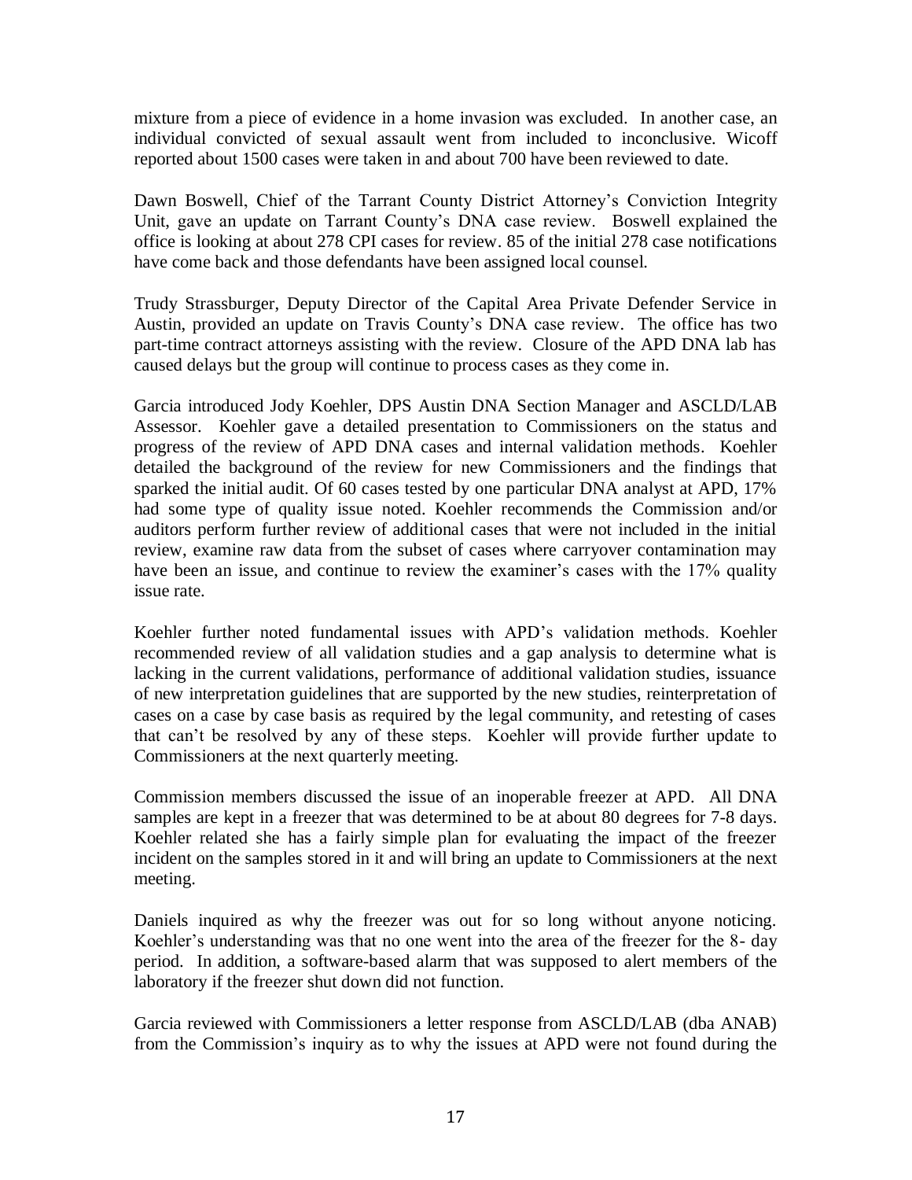mixture from a piece of evidence in a home invasion was excluded. In another case, an individual convicted of sexual assault went from included to inconclusive. Wicoff reported about 1500 cases were taken in and about 700 have been reviewed to date.

Dawn Boswell, Chief of the Tarrant County District Attorney's Conviction Integrity Unit, gave an update on Tarrant County's DNA case review. Boswell explained the office is looking at about 278 CPI cases for review. 85 of the initial 278 case notifications have come back and those defendants have been assigned local counsel.

Trudy Strassburger, Deputy Director of the Capital Area Private Defender Service in Austin, provided an update on Travis County's DNA case review. The office has two part-time contract attorneys assisting with the review. Closure of the APD DNA lab has caused delays but the group will continue to process cases as they come in.

Garcia introduced Jody Koehler, DPS Austin DNA Section Manager and ASCLD/LAB Assessor. Koehler gave a detailed presentation to Commissioners on the status and progress of the review of APD DNA cases and internal validation methods. Koehler detailed the background of the review for new Commissioners and the findings that sparked the initial audit. Of 60 cases tested by one particular DNA analyst at APD, 17% had some type of quality issue noted. Koehler recommends the Commission and/or auditors perform further review of additional cases that were not included in the initial review, examine raw data from the subset of cases where carryover contamination may have been an issue, and continue to review the examiner's cases with the 17% quality issue rate.

Koehler further noted fundamental issues with APD's validation methods. Koehler recommended review of all validation studies and a gap analysis to determine what is lacking in the current validations, performance of additional validation studies, issuance of new interpretation guidelines that are supported by the new studies, reinterpretation of cases on a case by case basis as required by the legal community, and retesting of cases that can't be resolved by any of these steps. Koehler will provide further update to Commissioners at the next quarterly meeting.

Commission members discussed the issue of an inoperable freezer at APD. All DNA samples are kept in a freezer that was determined to be at about 80 degrees for 7-8 days. Koehler related she has a fairly simple plan for evaluating the impact of the freezer incident on the samples stored in it and will bring an update to Commissioners at the next meeting.

Daniels inquired as why the freezer was out for so long without anyone noticing. Koehler's understanding was that no one went into the area of the freezer for the 8- day period. In addition, a software-based alarm that was supposed to alert members of the laboratory if the freezer shut down did not function.

Garcia reviewed with Commissioners a letter response from ASCLD/LAB (dba ANAB) from the Commission's inquiry as to why the issues at APD were not found during the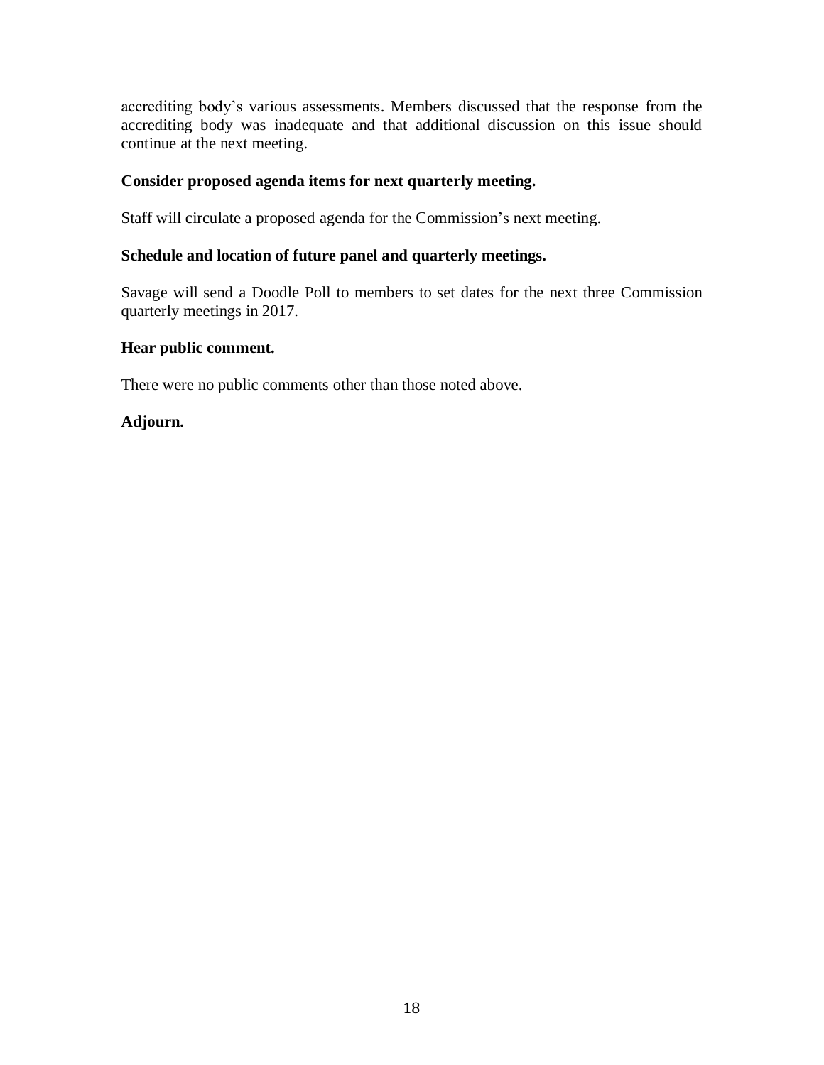accrediting body's various assessments. Members discussed that the response from the accrediting body was inadequate and that additional discussion on this issue should continue at the next meeting.

**Consider proposed agenda items for next quarterly meeting.**

Staff will circulate a proposed agenda for the Commission's next meeting.

**Schedule and location of future panel and quarterly meetings.**

Savage will send a Doodle Poll to members to set dates for the next three Commission quarterly meetings in 2017.

**Hear public comment.**

There were no public comments other than those noted above.

**Adjourn.**